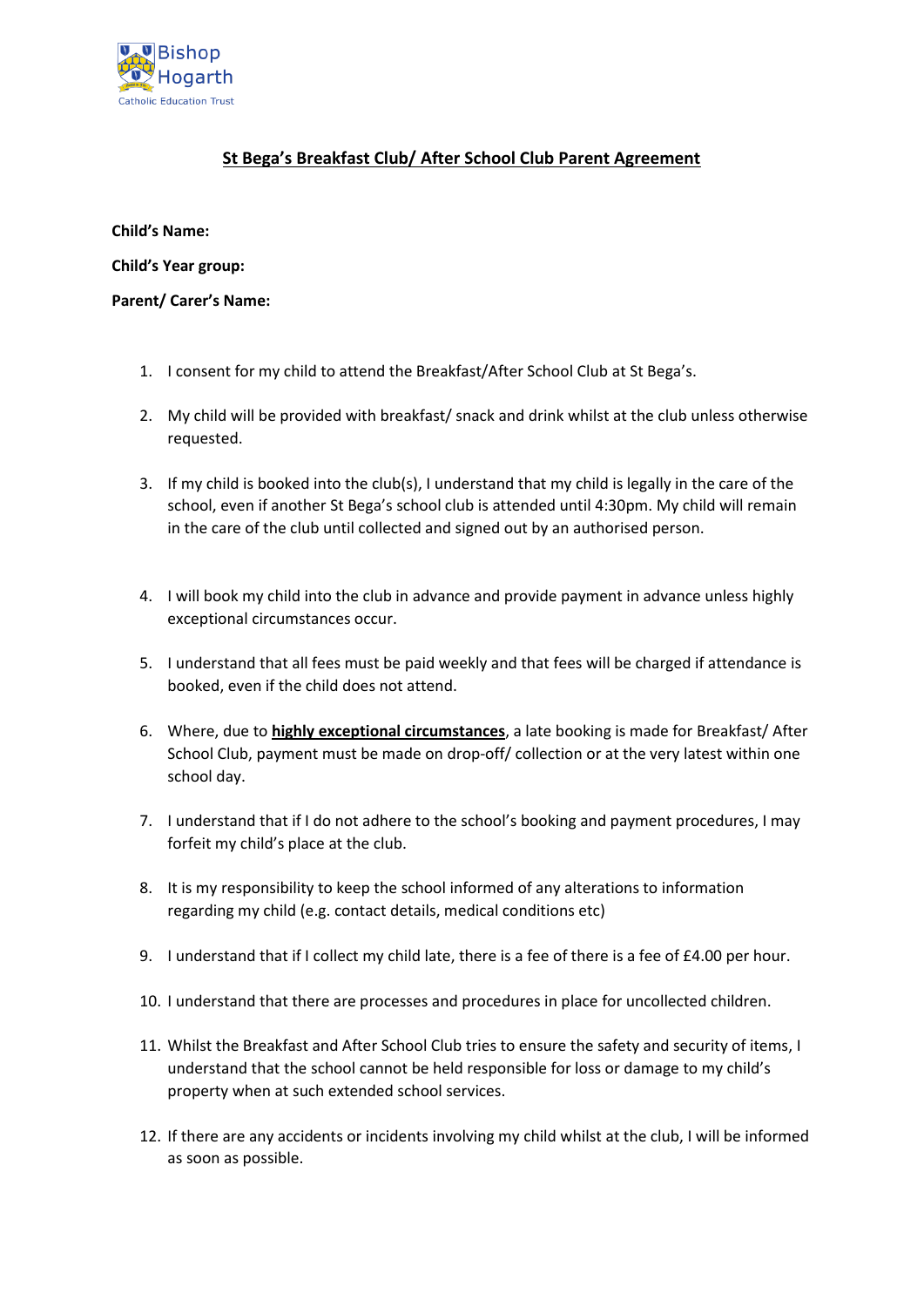Bishop Hogarth
Catholic Education Trust

# <u>St Bega's Breakfast Club/ After School Club Parent Agreement</u>

**Child's Name:**

**Child's Year group:**

**Parent/ Carer's Name:**

1. I consent for my child to attend the Breakfast/After School Club at St Bega's.
2. My child will be provided with breakfast/ snack and drink whilst at the club unless otherwise requested.
3. If my child is booked into the club(s), I understand that my child is legally in the care of the school, even if another St Bega's school club is attended until 4:30pm. My child will remain in the care of the club until collected and signed out by an authorised person.
4. I will book my child into the club in advance and provide payment in advance unless highly exceptional circumstances occur.
5. I understand that all fees must be paid weekly and that fees will be charged if attendance is booked, even if the child does not attend.
6. Where, due to **<u>highly exceptional circumstances</u>**, a late booking is made for Breakfast/ After School Club, payment must be made on drop-off/ collection or at the very latest within one school day.
7. I understand that if I do not adhere to the school's booking and payment procedures, I may forfeit my child's place at the club.
8. It is my responsibility to keep the school informed of any alterations to information regarding my child (e.g. contact details, medical conditions etc)
9. I understand that if I collect my child late, there is a fee of there is a fee of £4.00 per hour.
10. I understand that there are processes and procedures in place for uncollected children.
11. Whilst the Breakfast and After School Club tries to ensure the safety and security of items, I understand that the school cannot be held responsible for loss or damage to my child's property when at such extended school services.
12. If there are any accidents or incidents involving my child whilst at the club, I will be informed as soon as possible.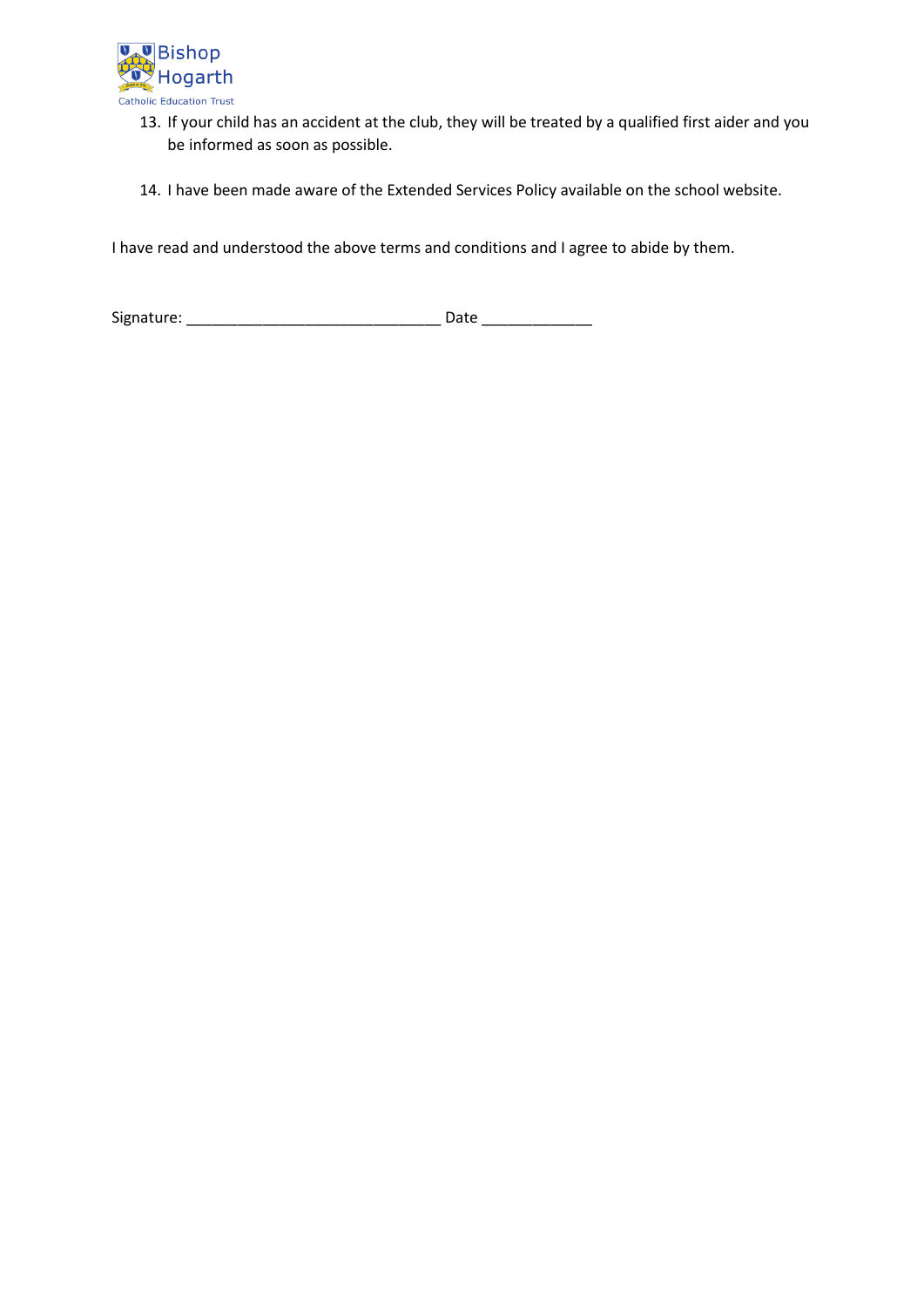13. If your child has an accident at the club, they will be treated by a qualified first aider and you be informed as soon as possible.

14. I have been made aware of the Extended Services Policy available on the school website.

I have read and understood the above terms and conditions and I agree to abide by them.

Signature: ______________________________ Date _____________